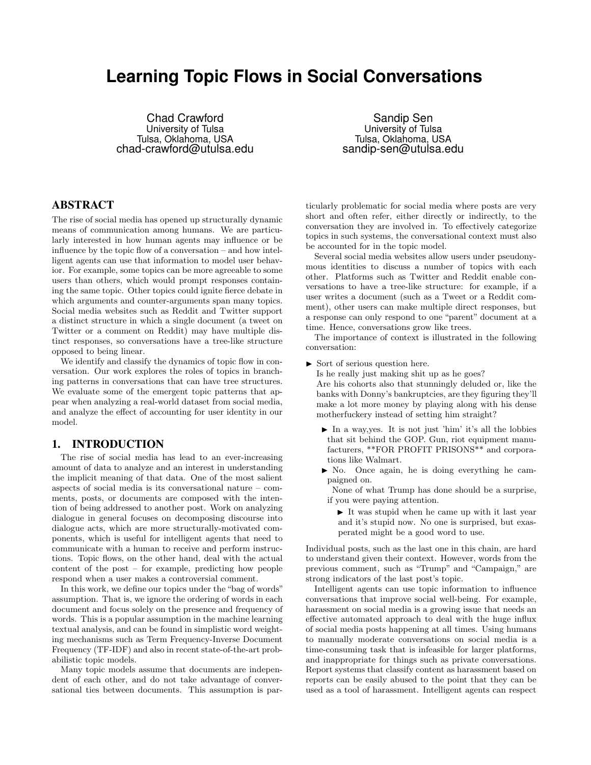# Learning Topic Flows in Social Conversations

Chad Crawford
University of Tulsa
Tulsa, Oklahoma, USA
chad-crawford@utulsa.edu

Sandip Sen
University of Tulsa
Tulsa, Oklahoma, USA
sandip-sen@utulsa.edu

## ABSTRACT

The rise of social media has opened up structurally dynamic means of communication among humans. We are particularly interested in how human agents may influence or be influence by the topic flow of a conversation – and how intelligent agents can use that information to model user behavior. For example, some topics can be more agreeable to some users than others, which would prompt responses containing the same topic. Other topics could ignite fierce debate in which arguments and counter-arguments span many topics. Social media websites such as Reddit and Twitter support a distinct structure in which a single document (a tweet on Twitter or a comment on Reddit) may have multiple distinct responses, so conversations have a tree-like structure opposed to being linear.

We identify and classify the dynamics of topic flow in conversation. Our work explores the roles of topics in branching patterns in conversations that can have tree structures. We evaluate some of the emergent topic patterns that appear when analyzing a real-world dataset from social media, and analyze the effect of accounting for user identity in our model.

## 1. INTRODUCTION

The rise of social media has lead to an ever-increasing amount of data to analyze and an interest in understanding the implicit meaning of that data. One of the most salient aspects of social media is its conversational nature – comments, posts, or documents are composed with the intention of being addressed to another post. Work on analyzing dialogue in general focuses on decomposing discourse into dialogue acts, which are more structurally-motivated components, which is useful for intelligent agents that need to communicate with a human to receive and perform instructions. Topic flows, on the other hand, deal with the actual content of the post – for example, predicting how people respond when a user makes a controversial comment.

In this work, we define our topics under the "bag of words" assumption. That is, we ignore the ordering of words in each document and focus solely on the presence and frequency of words. This is a popular assumption in the machine learning textual analysis, and can be found in simplistic word weighting mechanisms such as Term Frequency-Inverse Document Frequency (TF-IDF) and also in recent state-of-the-art probabilistic topic models.

Many topic models assume that documents are independent of each other, and do not take advantage of conversational ties between documents. This assumption is particularly problematic for social media where posts are very short and often refer, either directly or indirectly, to the conversation they are involved in. To effectively categorize topics in such systems, the conversational context must also be accounted for in the topic model.

Several social media websites allow users under pseudonymous identities to discuss a number of topics with each other. Platforms such as Twitter and Reddit enable conversations to have a tree-like structure: for example, if a user writes a document (such as a Tweet or a Reddit comment), other users can make multiple direct responses, but a response can only respond to one "parent" document at a time. Hence, conversations grow like trees.

The importance of context is illustrated in the following conversation:

- ► Sort of serious question here.
  Is he really just making shit up as he goes?
  Are his cohorts also that stunningly deluded or, like the banks with Donny's bankruptcies, are they figuring they'll make a lot more money by playing along with his dense motherfuckery instead of setting him straight?
  - ► In a way,yes. It is not just 'him' it's all the lobbies that sit behind the GOP. Gun, riot equipment manufacturers, **FOR PROFIT PRISONS** and corporations like Walmart.
  - ► No. Once again, he is doing everything he campaigned on.
    None of what Trump has done should be a surprise, if you were paying attention.
    - ► It was stupid when he came up with it last year and it's stupid now. No one is surprised, but exasperated might be a good word to use.

Individual posts, such as the last one in this chain, are hard to understand given their context. However, words from the previous comment, such as "Trump" and "Campaign," are strong indicators of the last post's topic.

Intelligent agents can use topic information to influence conversations that improve social well-being. For example, harassment on social media is a growing issue that needs an effective automated approach to deal with the huge influx of social media posts happening at all times. Using humans to manually moderate conversations on social media is a time-consuming task that is infeasible for larger platforms, and inappropriate for things such as private conversations. Report systems that classify content as harassment based on reports can be easily abused to the point that they can be used as a tool of harassment. Intelligent agents can respect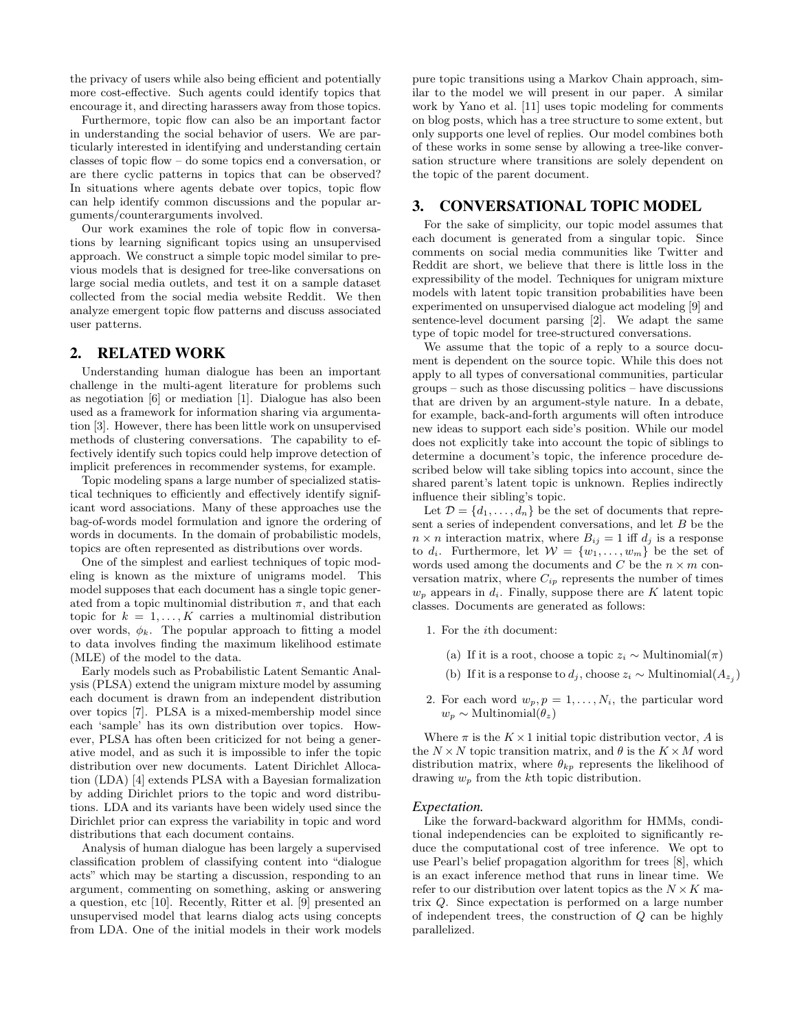the privacy of users while also being efficient and potentially more cost-effective. Such agents could identify topics that encourage it, and directing harassers away from those topics.

Furthermore, topic flow can also be an important factor in understanding the social behavior of users. We are particularly interested in identifying and understanding certain classes of topic flow – do some topics end a conversation, or are there cyclic patterns in topics that can be observed? In situations where agents debate over topics, topic flow can help identify common discussions and the popular arguments/counterarguments involved.

Our work examines the role of topic flow in conversations by learning significant topics using an unsupervised approach. We construct a simple topic model similar to previous models that is designed for tree-like conversations on large social media outlets, and test it on a sample dataset collected from the social media website Reddit. We then analyze emergent topic flow patterns and discuss associated user patterns.

## 2. RELATED WORK

Understanding human dialogue has been an important challenge in the multi-agent literature for problems such as negotiation [6] or mediation [1]. Dialogue has also been used as a framework for information sharing via argumentation [3]. However, there has been little work on unsupervised methods of clustering conversations. The capability to effectively identify such topics could help improve detection of implicit preferences in recommender systems, for example.

Topic modeling spans a large number of specialized statistical techniques to efficiently and effectively identify significant word associations. Many of these approaches use the bag-of-words model formulation and ignore the ordering of words in documents. In the domain of probabilistic models, topics are often represented as distributions over words.

One of the simplest and earliest techniques of topic modeling is known as the mixture of unigrams model. This model supposes that each document has a single topic generated from a topic multinomial distribution $\pi$, and that each topic for $k = 1, \ldots, K$ carries a multinomial distribution over words, $\phi_k$. The popular approach to fitting a model to data involves finding the maximum likelihood estimate (MLE) of the model to the data.

Early models such as Probabilistic Latent Semantic Analysis (PLSA) extend the unigram mixture model by assuming each document is drawn from an independent distribution over topics [7]. PLSA is a mixed-membership model since each 'sample' has its own distribution over topics. However, PLSA has often been criticized for not being a generative model, and as such it is impossible to infer the topic distribution over new documents. Latent Dirichlet Allocation (LDA) [4] extends PLSA with a Bayesian formalization by adding Dirichlet priors to the topic and word distributions. LDA and its variants have been widely used since the Dirichlet prior can express the variability in topic and word distributions that each document contains.

Analysis of human dialogue has been largely a supervised classification problem of classifying content into "dialogue acts" which may be starting a discussion, responding to an argument, commenting on something, asking or answering a question, etc [10]. Recently, Ritter et al. [9] presented an unsupervised model that learns dialog acts using concepts from LDA. One of the initial models in their work models pure topic transitions using a Markov Chain approach, similar to the model we will present in our paper. A similar work by Yano et al. [11] uses topic modeling for comments on blog posts, which has a tree structure to some extent, but only supports one level of replies. Our model combines both of these works in some sense by allowing a tree-like conversation structure where transitions are solely dependent on the topic of the parent document.

## 3. CONVERSATIONAL TOPIC MODEL

For the sake of simplicity, our topic model assumes that each document is generated from a singular topic. Since comments on social media communities like Twitter and Reddit are short, we believe that there is little loss in the expressibility of the model. Techniques for unigram mixture models with latent topic transition probabilities have been experimented on unsupervised dialogue act modeling [9] and sentence-level document parsing [2]. We adapt the same type of topic model for tree-structured conversations.

We assume that the topic of a reply to a source document is dependent on the source topic. While this does not apply to all types of conversational communities, particular groups – such as those discussing politics – have discussions that are driven by an argument-style nature. In a debate, for example, back-and-forth arguments will often introduce new ideas to support each side's position. While our model does not explicitly take into account the topic of siblings to determine a document's topic, the inference procedure described below will take sibling topics into account, since the shared parent's latent topic is unknown. Replies indirectly influence their sibling's topic.

Let $\mathcal{D} = \{d_1, \ldots, d_n\}$ be the set of documents that represent a series of independent conversations, and let $B$ be the $n \times n$ interaction matrix, where $B_{ij} = 1$ iff $d_j$ is a response to $d_i$. Furthermore, let $\mathcal{W} = \{w_1, \ldots, w_m\}$ be the set of words used among the documents and $C$ be the $n \times m$ conversation matrix, where $C_{ip}$ represents the number of times $w_p$ appears in $d_i$. Finally, suppose there are $K$ latent topic classes. Documents are generated as follows:

1. For the $i$th document:
   - (a) If it is a root, choose a topic $z_i \sim \text{Multinomial}(\pi)$
   - (b) If it is a response to $d_j$, choose $z_i \sim \text{Multinomial}(A_{z_j})$
2. For each word $w_p, p = 1, \ldots, N_i$, the particular word $w_p \sim \text{Multinomial}(\theta_z)$

Where $\pi$ is the $K \times 1$ initial topic distribution vector, $A$ is the $N \times N$ topic transition matrix, and $\theta$ is the $K \times M$ word distribution matrix, where $\theta_{kp}$ represents the likelihood of drawing $w_p$ from the $k$th topic distribution.

### *Expectation.*

Like the forward-backward algorithm for HMMs, conditional independencies can be exploited to significantly reduce the computational cost of tree inference. We opt to use Pearl's belief propagation algorithm for trees [8], which is an exact inference method that runs in linear time. We refer to our distribution over latent topics as the $N \times K$ matrix $Q$. Since expectation is performed on a large number of independent trees, the construction of $Q$ can be highly parallelized.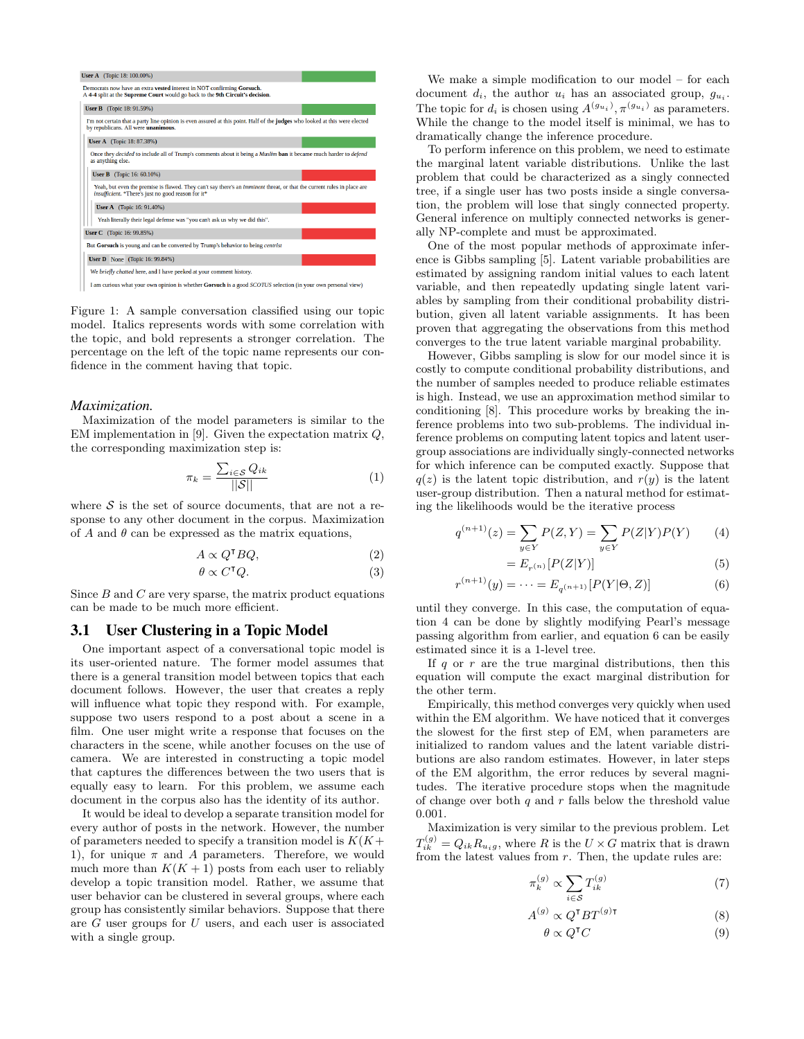User A (Topic 18: 100.00%)

Democrats now have an extra **vested** interest in NOT confirming **Gorsuch**. A **4-4** split at the **Supreme Court** would go back to the **9th Circuit's decision**.

User B (Topic 18: 91.59%)

I'm not certain that a party line opinion is even assured at this point. Half of the **judges** who looked at this were elected by republicans. All were **unanimous**.

User A (Topic 18: 87.38%)

Once they *decided* to include all of Trump's comments about it being a *Muslim* **ban** it became much harder to *defend* as anything else.

User B (Topic 16: 60.10%)

Yeah, but even the premise is flawed. They can't say there's an *imminent* threat, or that the current rules in place are *insufficient*. "There's just no good reason for it"

User A (Topic 16: 91.40%)

Yeah literally their legal defense was "you can't ask us why we did this".

User C (Topic 16: 99.85%)

But **Gorsuch** is young and can be converted by Trump's behavior to being *centrist*

User D None (Topic 16: 99.84%)

We *briefly chatted* here, and I have peeked at your comment history.

I am curious what your own opinion is whether **Gorsuch** is a good *SCOTUS* selection (in your own personal view)

Figure 1: A sample conversation classified using our topic model. Italics represents words with some correlation with the topic, and bold represents a stronger correlation. The percentage on the left of the topic name represents our confidence in the comment having that topic.

*Maximization.*

Maximization of the model parameters is similar to the EM implementation in [9]. Given the expectation matrix $Q$, the corresponding maximization step is:

$$\pi_k = \frac{\sum_{i \in \mathcal{S}} Q_{ik}}{||\mathcal{S}||} \tag{1}$$

where $\mathcal{S}$ is the set of source documents, that are not a response to any other document in the corpus. Maximization of $A$ and $\theta$ can be expressed as the matrix equations,

$$A \propto Q^{\intercal} B Q, \tag{2}$$

$$\theta \propto C^{\intercal} Q. \tag{3}$$

Since $B$ and $C$ are very sparse, the matrix product equations can be made to be much more efficient.

## 3.1 User Clustering in a Topic Model

One important aspect of a conversational topic model is its user-oriented nature. The former model assumes that there is a general transition model between topics that each document follows. However, the user that creates a reply will influence what topic they respond with. For example, suppose two users respond to a post about a scene in a film. One user might write a response that focuses on the characters in the scene, while another focuses on the use of camera. We are interested in constructing a topic model that captures the differences between the two users that is equally easy to learn. For this problem, we assume each document in the corpus also has the identity of its author.

It would be ideal to develop a separate transition model for every author of posts in the network. However, the number of parameters needed to specify a transition model is $K(K+1)$, for unique $\pi$ and $A$ parameters. Therefore, we would much more than $K(K+1)$ posts from each user to reliably develop a topic transition model. Rather, we assume that user behavior can be clustered in several groups, where each group has consistently similar behaviors. Suppose that there are $G$ user groups for $U$ users, and each user is associated with a single group.

We make a simple modification to our model – for each document $d_i$, the author $u_i$ has an associated group, $g_{u_i}$. The topic for $d_i$ is chosen using $A^{(g_{u_i})}, \pi^{(g_{u_i})}$ as parameters. While the change to the model itself is minimal, we has to dramatically change the inference procedure.

To perform inference on this problem, we need to estimate the marginal latent variable distributions. Unlike the last problem that could be characterized as a singly connected tree, if a single user has two posts inside a single conversation, the problem will lose that singly connected property. General inference on multiply connected networks is generally NP-complete and must be approximated.

One of the most popular methods of approximate inference is Gibbs sampling [5]. Latent variable probabilities are estimated by assigning random initial values to each latent variable, and then repeatedly updating single latent variables by sampling from their conditional probability distribution, given all latent variable assignments. It has been proven that aggregating the observations from this method converges to the true latent variable marginal probability.

However, Gibbs sampling is slow for our model since it is costly to compute conditional probability distributions, and the number of samples needed to produce reliable estimates is high. Instead, we use an approximation method similar to conditioning [8]. This procedure works by breaking the inference problems into two sub-problems. The individual inference problems on computing latent topics and latent user-group associations are individually singly-connected networks for which inference can be computed exactly. Suppose that $q(z)$ is the latent topic distribution, and $r(y)$ is the latent user-group distribution. Then a natural method for estimating the likelihoods would be the iterative process

$$q^{(n+1)}(z) = \sum_{y \in Y} P(Z, Y) = \sum_{y \in Y} P(Z|Y)P(Y) \tag{4}$$

$$= E_{r^{(n)}}[P(Z|Y)] \tag{5}$$

$$r^{(n+1)}(y) = \cdots = E_{q^{(n+1)}}[P(Y|\Theta, Z)] \tag{6}$$

until they converge. In this case, the computation of equation 4 can be done by slightly modifying Pearl's message passing algorithm from earlier, and equation 6 can be easily estimated since it is a 1-level tree.

If $q$ or $r$ are the true marginal distributions, then this equation will compute the exact marginal distribution for the other term.

Empirically, this method converges very quickly when used within the EM algorithm. We have noticed that it converges the slowest for the first step of EM, when parameters are initialized to random values and the latent variable distributions are also random estimates. However, in later steps of the EM algorithm, the error reduces by several magnitudes. The iterative procedure stops when the magnitude of change over both $q$ and $r$ falls below the threshold value 0.001.

Maximization is very similar to the previous problem. Let $T_{ik}^{(g)} = Q_{ik} R_{u_i g}$, where $R$ is the $U \times G$ matrix that is drawn from the latest values from $r$. Then, the update rules are:

$$\pi_k^{(g)} \propto \sum_{i \in \mathcal{S}} T_{ik}^{(g)} \tag{7}$$

$$A^{(g)} \propto Q^{\intercal} B T^{(g)\intercal} \tag{8}$$

$$\theta \propto Q^{\intercal} C \tag{9}$$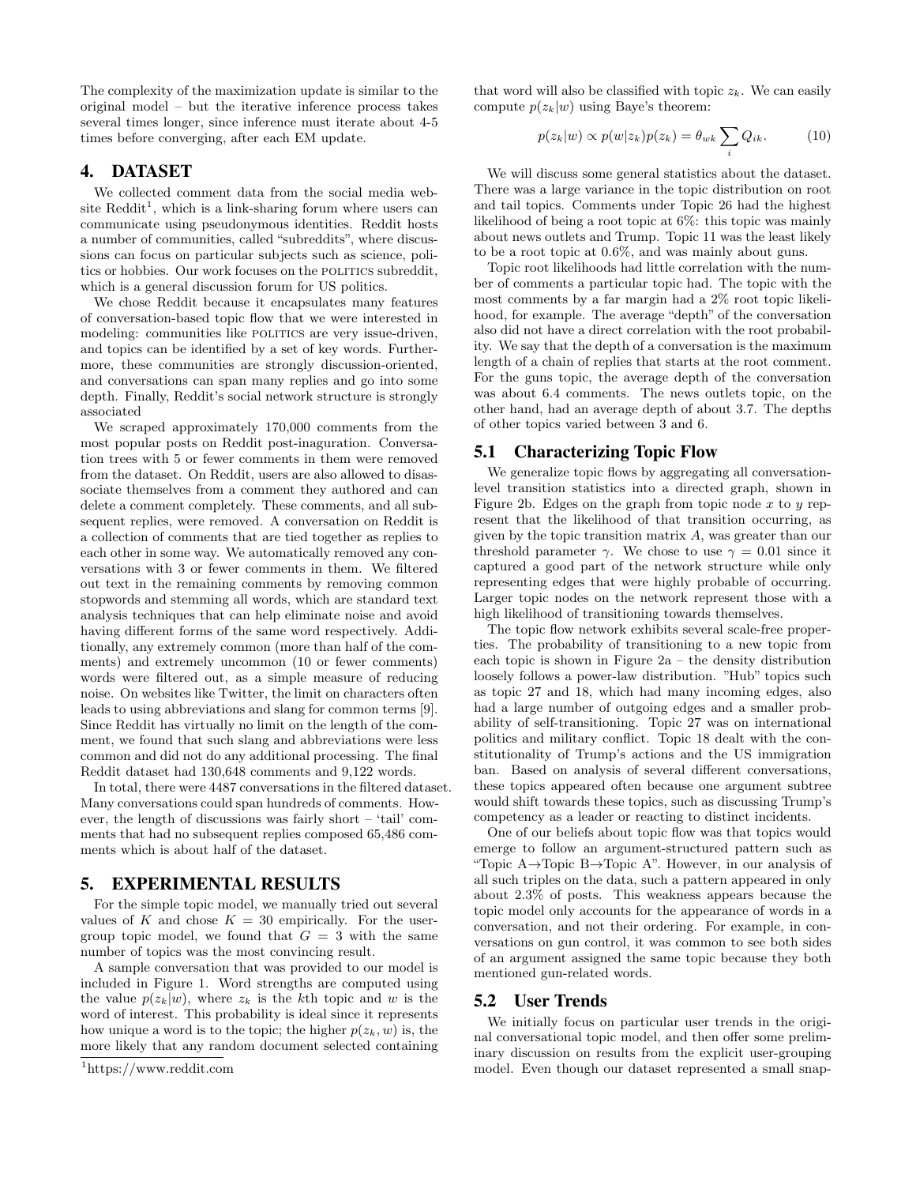The complexity of the maximization update is similar to the original model – but the iterative inference process takes several times longer, since inference must iterate about 4-5 times before converging, after each EM update.

## 4. DATASET

We collected comment data from the social media website Reddit[1], which is a link-sharing forum where users can communicate using pseudonymous identities. Reddit hosts a number of communities, called "subreddits", where discussions can focus on particular subjects such as science, politics or hobbies. Our work focuses on the POLITICS subreddit, which is a general discussion forum for US politics.

We chose Reddit because it encapsulates many features of conversation-based topic flow that we were interested in modeling: communities like POLITICS are very issue-driven, and topics can be identified by a set of key words. Furthermore, these communities are strongly discussion-oriented, and conversations can span many replies and go into some depth. Finally, Reddit's social network structure is strongly associated

We scraped approximately 170,000 comments from the most popular posts on Reddit post-inaguration. Conversation trees with 5 or fewer comments in them were removed from the dataset. On Reddit, users are also allowed to disassociate themselves from a comment they authored and can delete a comment completely. These comments, and all subsequent replies, were removed. A conversation on Reddit is a collection of comments that are tied together as replies to each other in some way. We automatically removed any conversations with 3 or fewer comments in them. We filtered out text in the remaining comments by removing common stopwords and stemming all words, which are standard text analysis techniques that can help eliminate noise and avoid having different forms of the same word respectively. Additionally, any extremely common (more than half of the comments) and extremely uncommon (10 or fewer comments) words were filtered out, as a simple measure of reducing noise. On websites like Twitter, the limit on characters often leads to using abbreviations and slang for common terms [9]. Since Reddit has virtually no limit on the length of the comment, we found that such slang and abbreviations were less common and did not do any additional processing. The final Reddit dataset had 130,648 comments and 9,122 words.

In total, there were 4487 conversations in the filtered dataset. Many conversations could span hundreds of comments. However, the length of discussions was fairly short – 'tail' comments that had no subsequent replies composed 65,486 comments which is about half of the dataset.

## 5. EXPERIMENTAL RESULTS

For the simple topic model, we manually tried out several values of $K$ and chose $K = 30$ empirically. For the user-group topic model, we found that $G = 3$ with the same number of topics was the most convincing result.

A sample conversation that was provided to our model is included in Figure 1. Word strengths are computed using the value $p(z_k|w)$, where $z_k$ is the $k$th topic and $w$ is the word of interest. This probability is ideal since it represents how unique a word is to the topic; the higher $p(z_k, w)$ is, the more likely that any random document selected containing that word will also be classified with topic $z_k$. We can easily compute $p(z_k|w)$ using Baye's theorem:

$$p(z_k|w) \propto p(w|z_k)p(z_k) = \theta_{wk} \sum_i Q_{ik}. \tag{10}$$

We will discuss some general statistics about the dataset. There was a large variance in the topic distribution on root and tail topics. Comments under Topic 26 had the highest likelihood of being a root topic at 6%: this topic was mainly about news outlets and Trump. Topic 11 was the least likely to be a root topic at 0.6%, and was mainly about guns.

Topic root likelihoods had little correlation with the number of comments a particular topic had. The topic with the most comments by a far margin had a 2% root topic likelihood, for example. The average "depth" of the conversation also did not have a direct correlation with the root probability. We say that the depth of a conversation is the maximum length of a chain of replies that starts at the root comment. For the guns topic, the average depth of the conversation was about 6.4 comments. The news outlets topic, on the other hand, had an average depth of about 3.7. The depths of other topics varied between 3 and 6.

### 5.1 Characterizing Topic Flow

We generalize topic flows by aggregating all conversation-level transition statistics into a directed graph, shown in Figure 2b. Edges on the graph from topic node $x$ to $y$ represent that the likelihood of that transition occurring, as given by the topic transition matrix $A$, was greater than our threshold parameter $\gamma$. We chose to use $\gamma = 0.01$ since it captured a good part of the network structure while only representing edges that were highly probable of occurring. Larger topic nodes on the network represent those with a high likelihood of transitioning towards themselves.

The topic flow network exhibits several scale-free properties. The probability of transitioning to a new topic from each topic is shown in Figure 2a – the density distribution loosely follows a power-law distribution. "Hub" topics such as topic 27 and 18, which had many incoming edges, also had a large number of outgoing edges and a smaller probability of self-transitioning. Topic 27 was on international politics and military conflict. Topic 18 dealt with the constitutionality of Trump's actions and the US immigration ban. Based on analysis of several different conversations, these topics appeared often because one argument subtree would shift towards these topics, such as discussing Trump's competency as a leader or reacting to distinct incidents.

One of our beliefs about topic flow was that topics would emerge to follow an argument-structured pattern such as "Topic A→Topic B→Topic A". However, in our analysis of all such triples on the data, such a pattern appeared in only about 2.3% of posts. This weakness appears because the topic model only accounts for the appearance of words in a conversation, and not their ordering. For example, in conversations on gun control, it was common to see both sides of an argument assigned the same topic because they both mentioned gun-related words.

### 5.2 User Trends

We initially focus on particular user trends in the original conversational topic model, and then offer some preliminary discussion on results from the explicit user-grouping model. Even though our dataset represented a small snap-

[1] https://www.reddit.com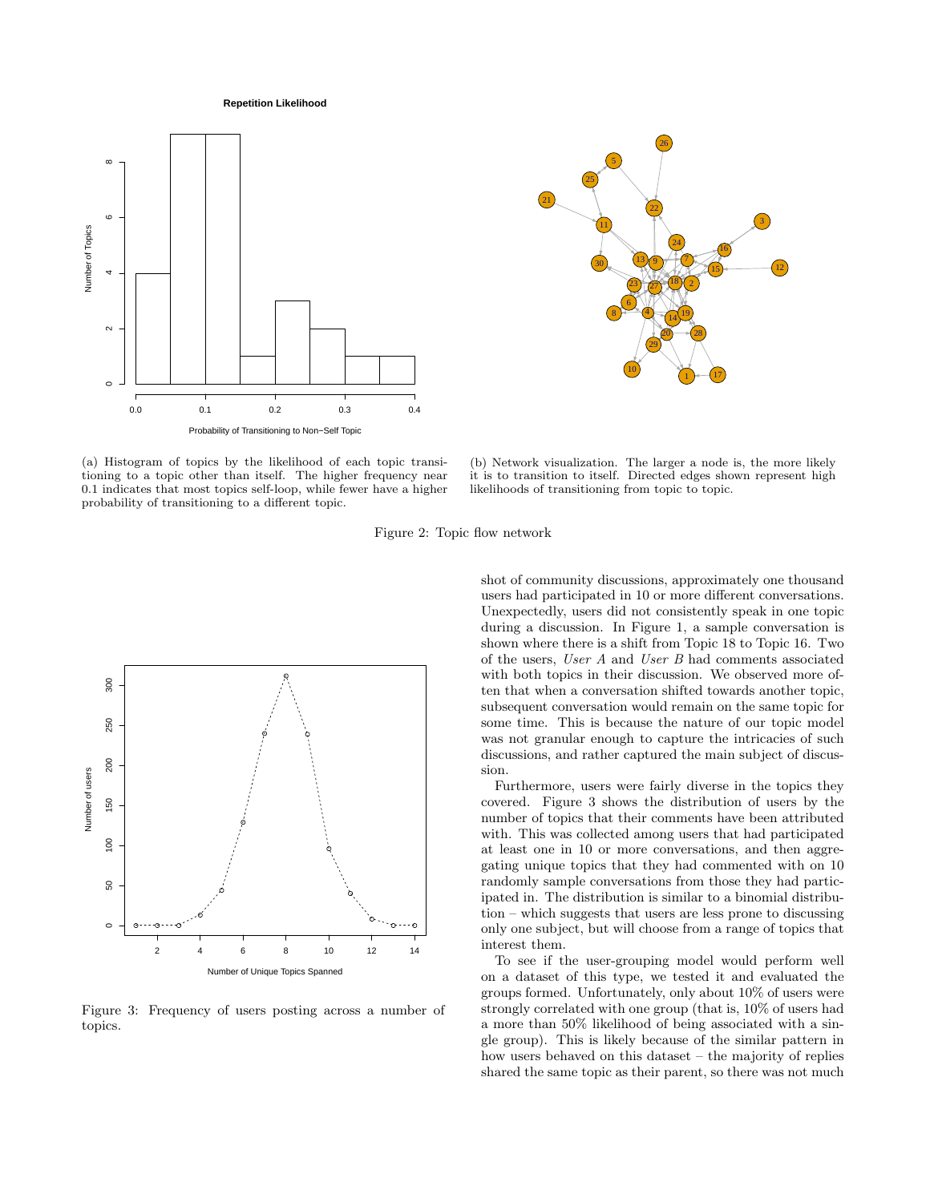(a) Histogram of topics by the likelihood of each topic transitioning to a topic other than itself. The higher frequency near 0.1 indicates that most topics self-loop, while fewer have a higher probability of transitioning to a different topic.

(b) Network visualization. The larger a node is, the more likely it is to transition to itself. Directed edges shown represent high likelihoods of transitioning from topic to topic.

Figure 2: Topic flow network

Figure 3: Frequency of users posting across a number of topics.

shot of community discussions, approximately one thousand users had participated in 10 or more different conversations. Unexpectedly, users did not consistently speak in one topic during a discussion. In Figure 1, a sample conversation is shown where there is a shift from Topic 18 to Topic 16. Two of the users, *User A* and *User B* had comments associated with both topics in their discussion. We observed more often that when a conversation shifted towards another topic, subsequent conversation would remain on the same topic for some time. This is because the nature of our topic model was not granular enough to capture the intricacies of such discussions, and rather captured the main subject of discussion.

Furthermore, users were fairly diverse in the topics they covered. Figure 3 shows the distribution of users by the number of topics that their comments have been attributed with. This was collected among users that had participated at least one in 10 or more conversations, and then aggregating unique topics that they had commented with on 10 randomly sample conversations from those they had participated in. The distribution is similar to a binomial distribution – which suggests that users are less prone to discussing only one subject, but will choose from a range of topics that interest them.

To see if the user-grouping model would perform well on a dataset of this type, we tested it and evaluated the groups formed. Unfortunately, only about 10% of users were strongly correlated with one group (that is, 10% of users had a more than 50% likelihood of being associated with a single group). This is likely because of the similar pattern in how users behaved on this dataset – the majority of replies shared the same topic as their parent, so there was not much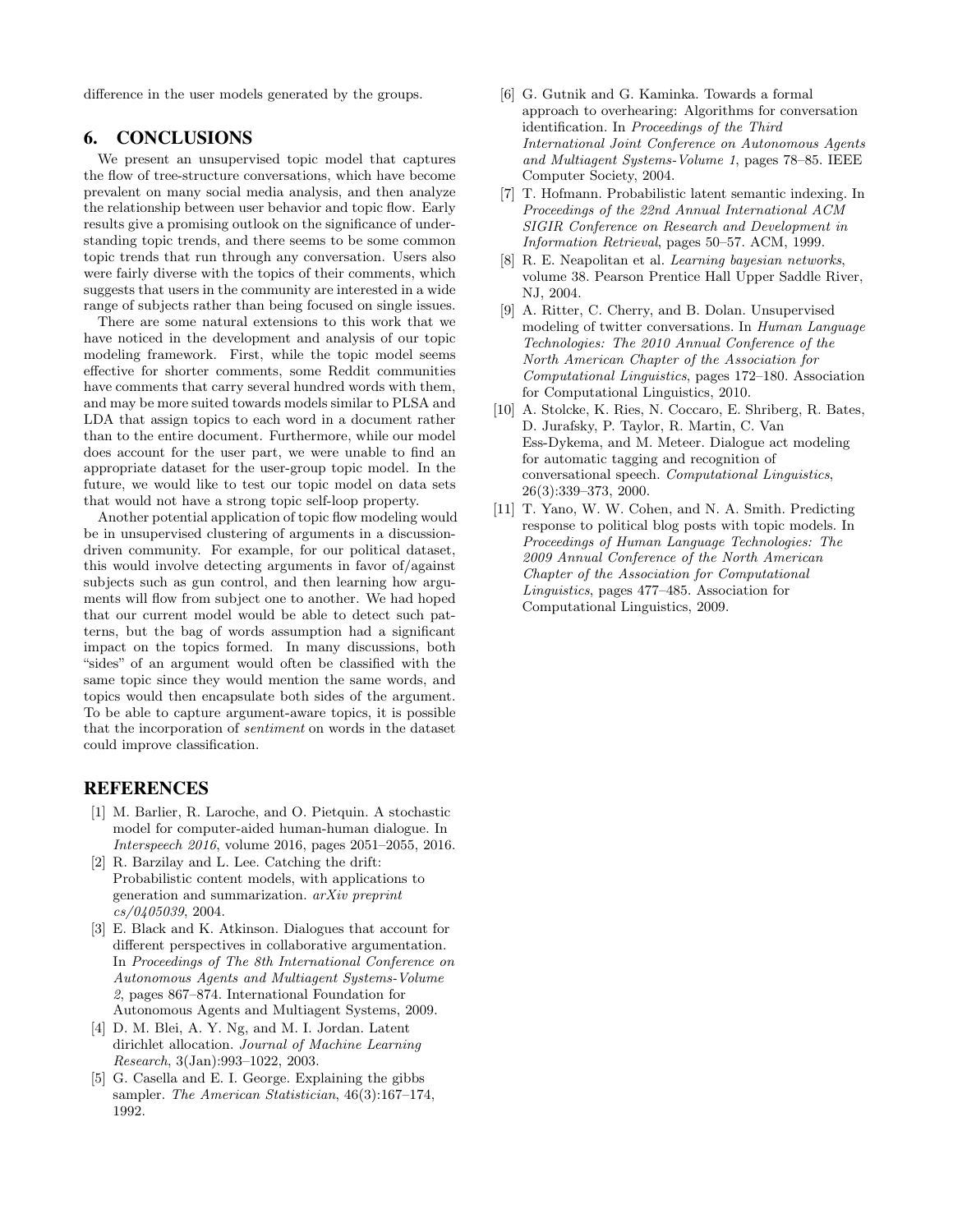difference in the user models generated by the groups.

## 6. CONCLUSIONS

We present an unsupervised topic model that captures the flow of tree-structure conversations, which have become prevalent on many social media analysis, and then analyze the relationship between user behavior and topic flow. Early results give a promising outlook on the significance of understanding topic trends, and there seems to be some common topic trends that run through any conversation. Users also were fairly diverse with the topics of their comments, which suggests that users in the community are interested in a wide range of subjects rather than being focused on single issues.

There are some natural extensions to this work that we have noticed in the development and analysis of our topic modeling framework. First, while the topic model seems effective for shorter comments, some Reddit communities have comments that carry several hundred words with them, and may be more suited towards models similar to PLSA and LDA that assign topics to each word in a document rather than to the entire document. Furthermore, while our model does account for the user part, we were unable to find an appropriate dataset for the user-group topic model. In the future, we would like to test our topic model on data sets that would not have a strong topic self-loop property.

Another potential application of topic flow modeling would be in unsupervised clustering of arguments in a discussion-driven community. For example, for our political dataset, this would involve detecting arguments in favor of/against subjects such as gun control, and then learning how arguments will flow from subject one to another. We had hoped that our current model would be able to detect such patterns, but the bag of words assumption had a significant impact on the topics formed. In many discussions, both "sides" of an argument would often be classified with the same topic since they would mention the same words, and topics would then encapsulate both sides of the argument. To be able to capture argument-aware topics, it is possible that the incorporation of *sentiment* on words in the dataset could improve classification.

## REFERENCES

[1] M. Barlier, R. Laroche, and O. Pietquin. A stochastic model for computer-aided human-human dialogue. In *Interspeech 2016*, volume 2016, pages 2051–2055, 2016.

[2] R. Barzilay and L. Lee. Catching the drift: Probabilistic content models, with applications to generation and summarization. *arXiv preprint cs/0405039*, 2004.

[3] E. Black and K. Atkinson. Dialogues that account for different perspectives in collaborative argumentation. In *Proceedings of The 8th International Conference on Autonomous Agents and Multiagent Systems-Volume 2*, pages 867–874. International Foundation for Autonomous Agents and Multiagent Systems, 2009.

[4] D. M. Blei, A. Y. Ng, and M. I. Jordan. Latent dirichlet allocation. *Journal of Machine Learning Research*, 3(Jan):993–1022, 2003.

[5] G. Casella and E. I. George. Explaining the gibbs sampler. *The American Statistician*, 46(3):167–174, 1992.

[6] G. Gutnik and G. Kaminka. Towards a formal approach to overhearing: Algorithms for conversation identification. In *Proceedings of the Third International Joint Conference on Autonomous Agents and Multiagent Systems-Volume 1*, pages 78–85. IEEE Computer Society, 2004.

[7] T. Hofmann. Probabilistic latent semantic indexing. In *Proceedings of the 22nd Annual International ACM SIGIR Conference on Research and Development in Information Retrieval*, pages 50–57. ACM, 1999.

[8] R. E. Neapolitan et al. *Learning bayesian networks*, volume 38. Pearson Prentice Hall Upper Saddle River, NJ, 2004.

[9] A. Ritter, C. Cherry, and B. Dolan. Unsupervised modeling of twitter conversations. In *Human Language Technologies: The 2010 Annual Conference of the North American Chapter of the Association for Computational Linguistics*, pages 172–180. Association for Computational Linguistics, 2010.

[10] A. Stolcke, K. Ries, N. Coccaro, E. Shriberg, R. Bates, D. Jurafsky, P. Taylor, R. Martin, C. Van Ess-Dykema, and M. Meteer. Dialogue act modeling for automatic tagging and recognition of conversational speech. *Computational Linguistics*, 26(3):339–373, 2000.

[11] T. Yano, W. W. Cohen, and N. A. Smith. Predicting response to political blog posts with topic models. In *Proceedings of Human Language Technologies: The 2009 Annual Conference of the North American Chapter of the Association for Computational Linguistics*, pages 477–485. Association for Computational Linguistics, 2009.